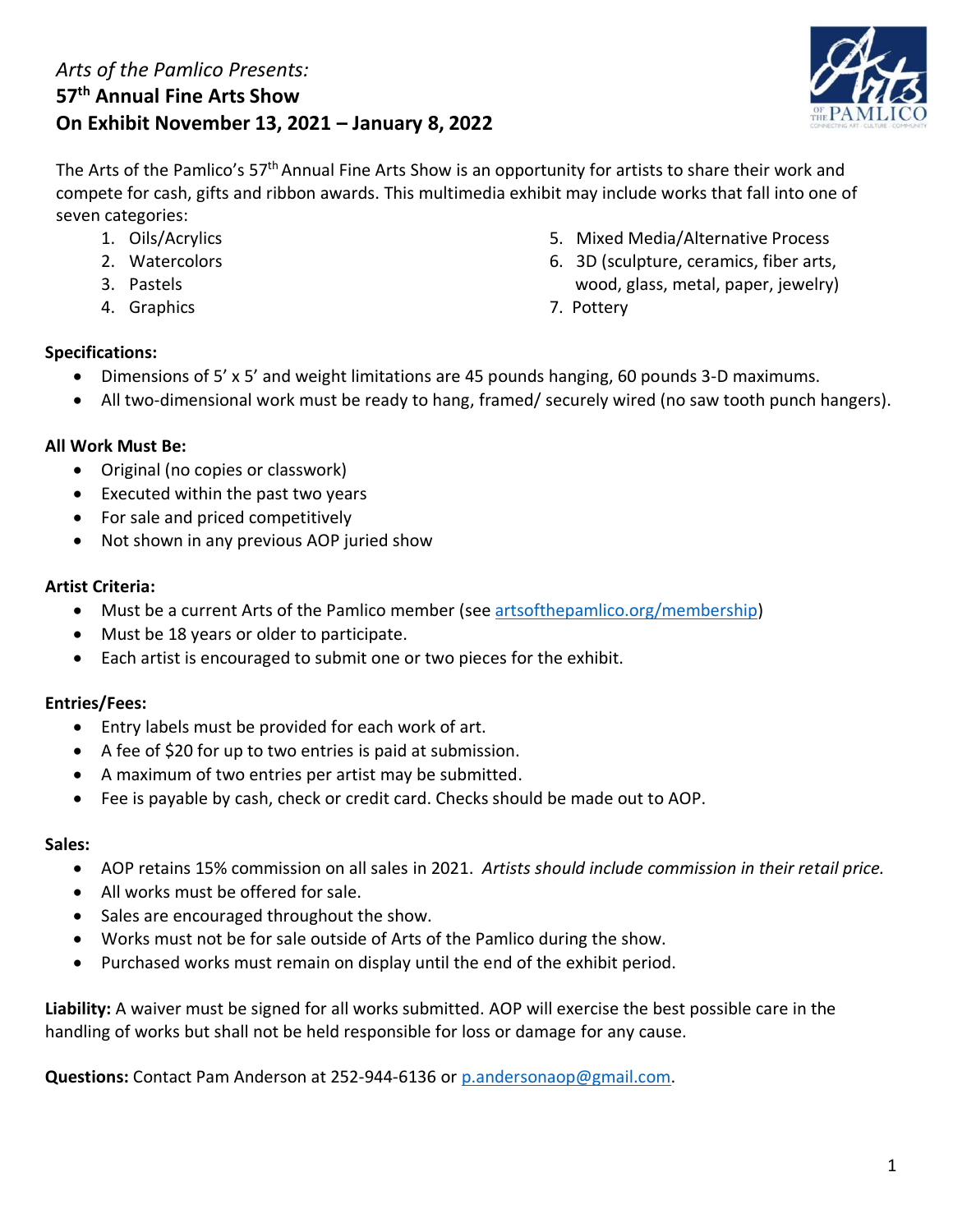*Arts of the Pamlico Presents:*
# 57th Annual Fine Arts Show
## On Exhibit November 13, 2021 – January 8, 2022

The Arts of the Pamlico's 57th Annual Fine Arts Show is an opportunity for artists to share their work and compete for cash, gifts and ribbon awards. This multimedia exhibit may include works that fall into one of seven categories:

1. Oils/Acrylics
2. Watercolors
3. Pastels
4. Graphics
5. Mixed Media/Alternative Process
6. 3D (sculpture, ceramics, fiber arts, wood, glass, metal, paper, jewelry)
7. Pottery

**Specifications:**

- Dimensions of 5' x 5' and weight limitations are 45 pounds hanging, 60 pounds 3-D maximums.
- All two-dimensional work must be ready to hang, framed/ securely wired (no saw tooth punch hangers).

**All Work Must Be:**

- Original (no copies or classwork)
- Executed within the past two years
- For sale and priced competitively
- Not shown in any previous AOP juried show

**Artist Criteria:**

- Must be a current Arts of the Pamlico member (see artsofthepamlico.org/membership)
- Must be 18 years or older to participate.
- Each artist is encouraged to submit one or two pieces for the exhibit.

**Entries/Fees:**

- Entry labels must be provided for each work of art.
- A fee of $20 for up to two entries is paid at submission.
- A maximum of two entries per artist may be submitted.
- Fee is payable by cash, check or credit card. Checks should be made out to AOP.

**Sales:**

- AOP retains 15% commission on all sales in 2021. *Artists should include commission in their retail price.*
- All works must be offered for sale.
- Sales are encouraged throughout the show.
- Works must not be for sale outside of Arts of the Pamlico during the show.
- Purchased works must remain on display until the end of the exhibit period.

**Liability:** A waiver must be signed for all works submitted. AOP will exercise the best possible care in the handling of works but shall not be held responsible for loss or damage for any cause.

**Questions:** Contact Pam Anderson at 252-944-6136 or p.andersonaop@gmail.com.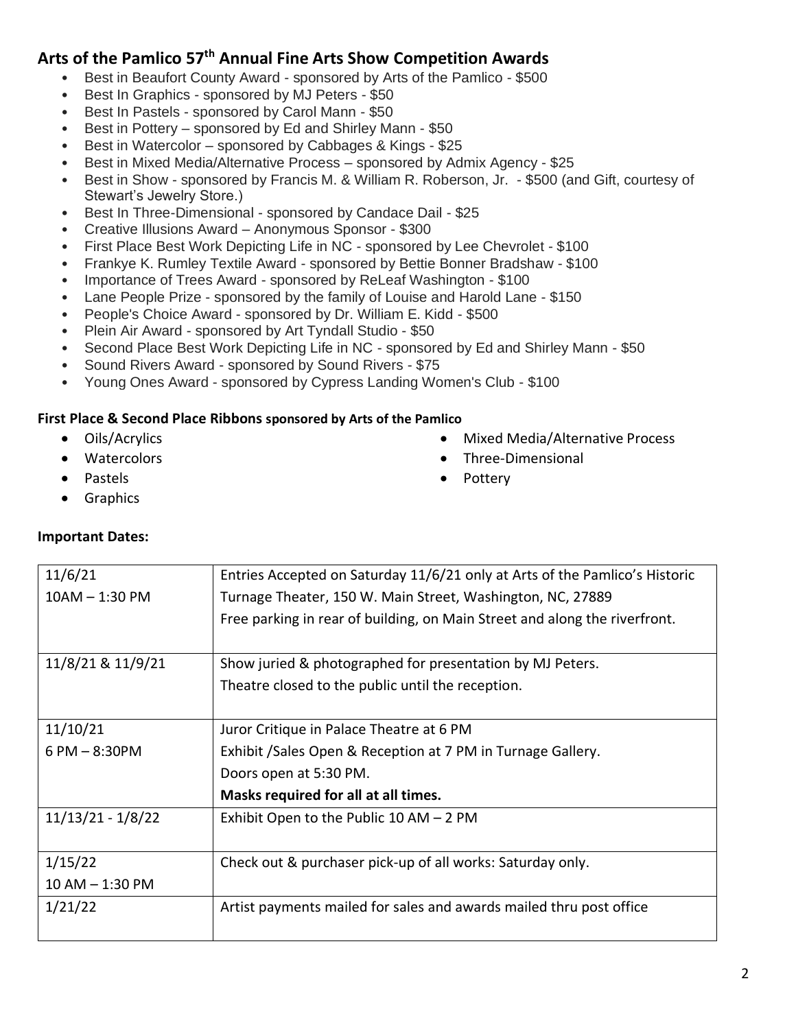## Arts of the Pamlico 57th Annual Fine Arts Show Competition Awards

- Best in Beaufort County Award - sponsored by Arts of the Pamlico - $500
- Best In Graphics - sponsored by MJ Peters - $50
- Best In Pastels - sponsored by Carol Mann - $50
- Best in Pottery – sponsored by Ed and Shirley Mann - $50
- Best in Watercolor – sponsored by Cabbages & Kings - $25
- Best in Mixed Media/Alternative Process – sponsored by Admix Agency - $25
- Best in Show - sponsored by Francis M. & William R. Roberson, Jr. - $500 (and Gift, courtesy of Stewart's Jewelry Store.)
- Best In Three-Dimensional - sponsored by Candace Dail - $25
- Creative Illusions Award – Anonymous Sponsor - $300
- First Place Best Work Depicting Life in NC - sponsored by Lee Chevrolet - $100
- Frankye K. Rumley Textile Award - sponsored by Bettie Bonner Bradshaw - $100
- Importance of Trees Award - sponsored by ReLeaf Washington - $100
- Lane People Prize - sponsored by the family of Louise and Harold Lane - $150
- People's Choice Award - sponsored by Dr. William E. Kidd - $500
- Plein Air Award - sponsored by Art Tyndall Studio - $50
- Second Place Best Work Depicting Life in NC - sponsored by Ed and Shirley Mann - $50
- Sound Rivers Award - sponsored by Sound Rivers - $75
- Young Ones Award - sponsored by Cypress Landing Women's Club - $100

**First Place & Second Place Ribbons sponsored by Arts of the Pamlico**

- Oils/Acrylics
- Watercolors
- Pastels
- Graphics
- Mixed Media/Alternative Process
- Three-Dimensional
- Pottery

**Important Dates:**

| Date | Details |
|---|---|
| 11/6/21<br>10AM – 1:30 PM | Entries Accepted on Saturday 11/6/21 only at Arts of the Pamlico's Historic Turnage Theater, 150 W. Main Street, Washington, NC, 27889<br>Free parking in rear of building, on Main Street and along the riverfront. |
| 11/8/21 & 11/9/21 | Show juried & photographed for presentation by MJ Peters.<br>Theatre closed to the public until the reception. |
| 11/10/21<br>6 PM – 8:30PM | Juror Critique in Palace Theatre at 6 PM<br>Exhibit /Sales Open & Reception at 7 PM in Turnage Gallery.<br>Doors open at 5:30 PM.<br>**Masks required for all at all times.** |
| 11/13/21 - 1/8/22 | Exhibit Open to the Public 10 AM – 2 PM |
| 1/15/22<br>10 AM – 1:30 PM | Check out & purchaser pick-up of all works: Saturday only. |
| 1/21/22 | Artist payments mailed for sales and awards mailed thru post office |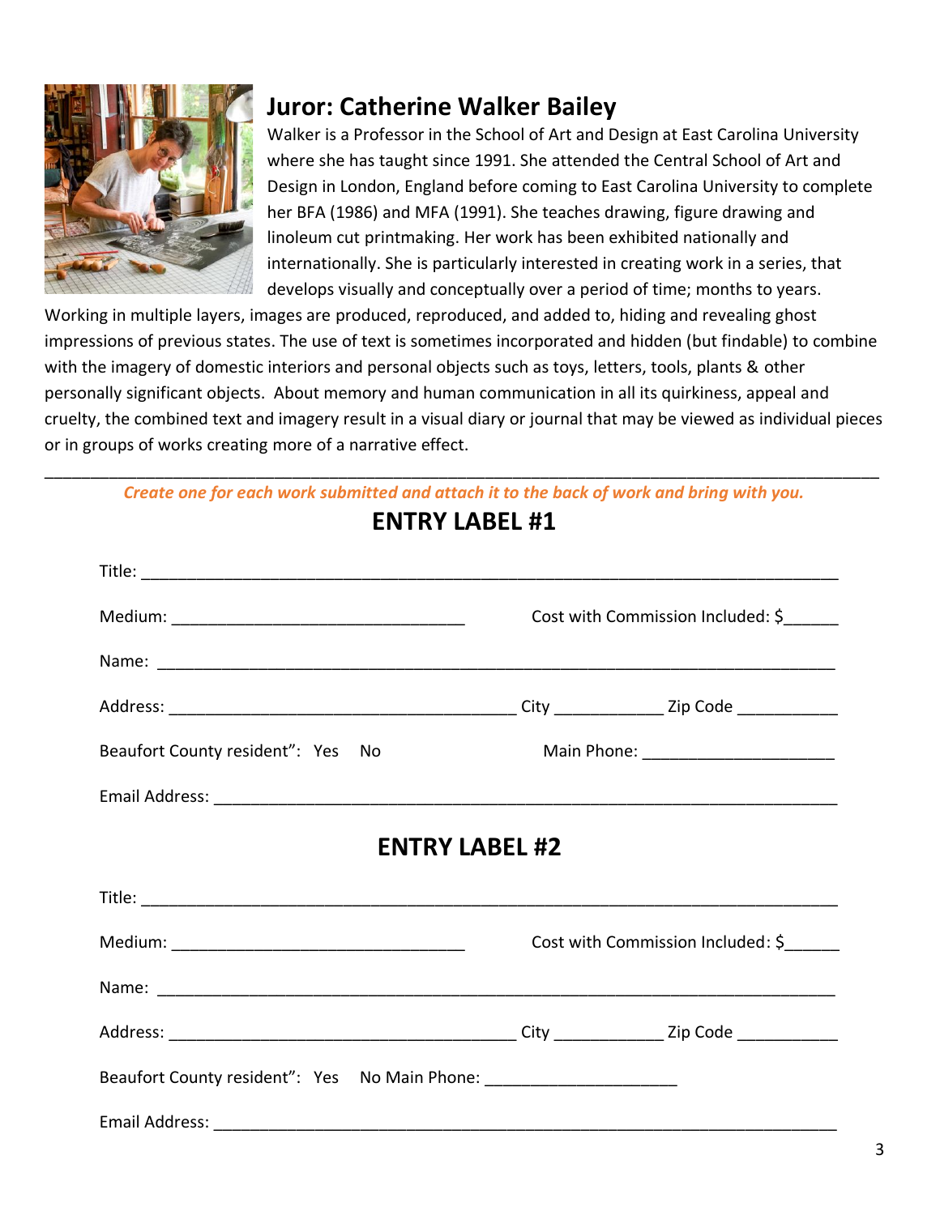## Juror: Catherine Walker Bailey

Walker is a Professor in the School of Art and Design at East Carolina University where she has taught since 1991. She attended the Central School of Art and Design in London, England before coming to East Carolina University to complete her BFA (1986) and MFA (1991). She teaches drawing, figure drawing and linoleum cut printmaking. Her work has been exhibited nationally and internationally. She is particularly interested in creating work in a series, that develops visually and conceptually over a period of time; months to years. Working in multiple layers, images are produced, reproduced, and added to, hiding and revealing ghost impressions of previous states. The use of text is sometimes incorporated and hidden (but findable) to combine with the imagery of domestic interiors and personal objects such as toys, letters, tools, plants & other personally significant objects. About memory and human communication in all its quirkiness, appeal and cruelty, the combined text and imagery result in a visual diary or journal that may be viewed as individual pieces or in groups of works creating more of a narrative effect.

---

*Create one for each work submitted and attach it to the back of work and bring with you.*

## ENTRY LABEL #1

Title: ____________________________________________________________________________

Medium: _________________________________ Cost with Commission Included: $______

Name: ____________________________________________________________________________

Address: _______________________________________ City ____________ Zip Code ___________

Beaufort County resident": Yes No Main Phone: _____________________

Email Address: _____________________________________________________________________

## ENTRY LABEL #2

Title: ____________________________________________________________________________

Medium: _________________________________ Cost with Commission Included: $______

Name: ____________________________________________________________________________

Address: _______________________________________ City ____________ Zip Code ___________

Beaufort County resident": Yes No Main Phone: _____________________

Email Address: _____________________________________________________________________